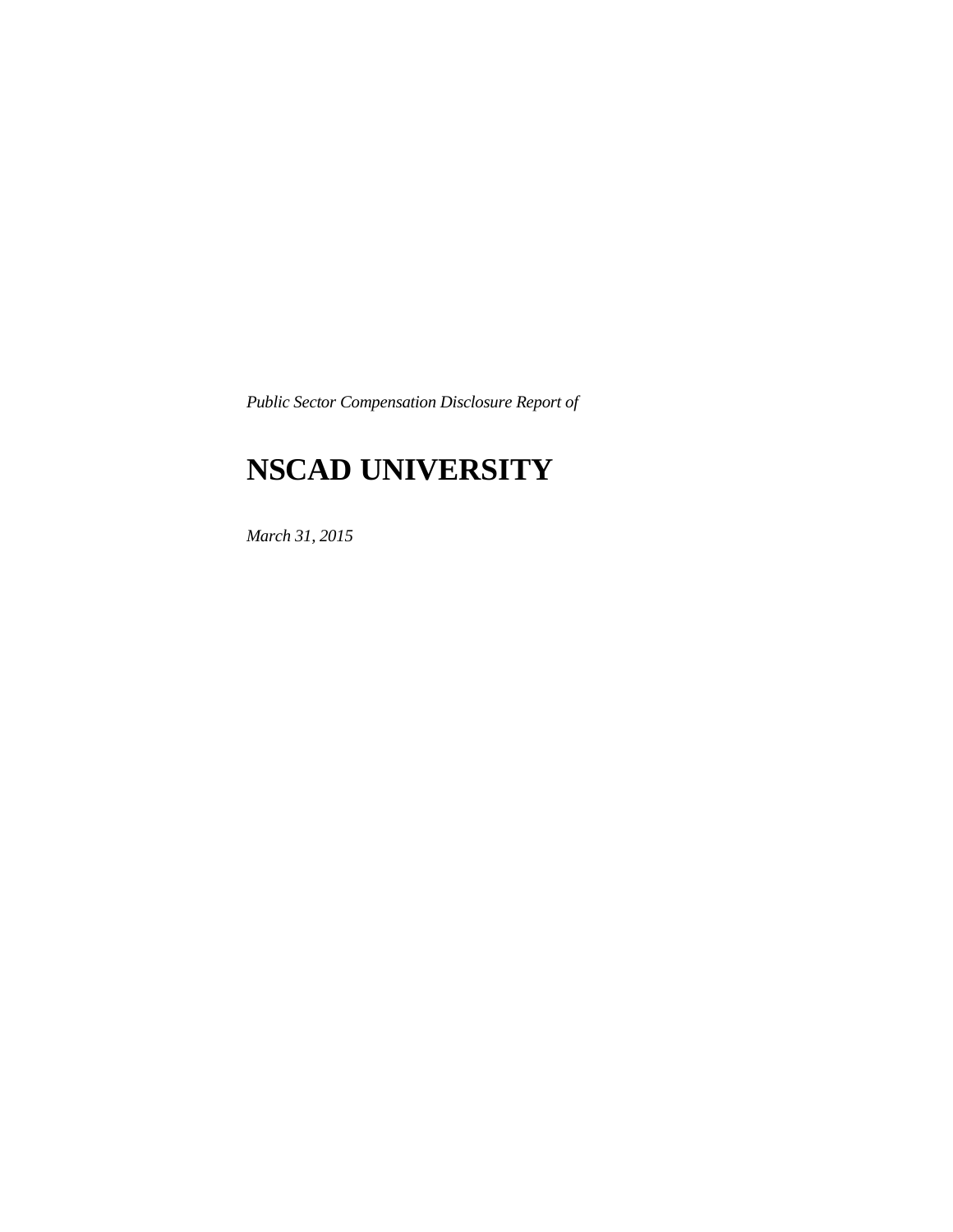*Public Sector Compensation Disclosure Report of*

# NSCAD UNIVERSITY

*March 31, 2015*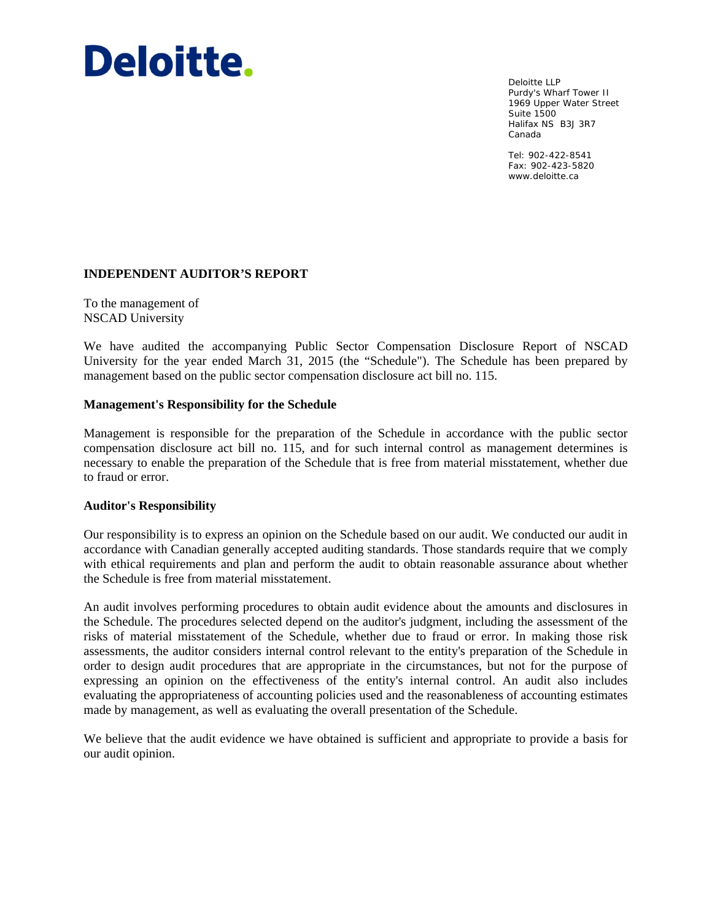# Deloitte.

Deloitte LLP
Purdy's Wharf Tower II
1969 Upper Water Street
Suite 1500
Halifax NS B3J 3R7
Canada

Tel: 902-422-8541
Fax: 902-423-5820
www.deloitte.ca

## INDEPENDENT AUDITOR'S REPORT

To the management of
NSCAD University

We have audited the accompanying Public Sector Compensation Disclosure Report of NSCAD University for the year ended March 31, 2015 (the "Schedule"). The Schedule has been prepared by management based on the public sector compensation disclosure act bill no. 115.

### Management's Responsibility for the Schedule

Management is responsible for the preparation of the Schedule in accordance with the public sector compensation disclosure act bill no. 115, and for such internal control as management determines is necessary to enable the preparation of the Schedule that is free from material misstatement, whether due to fraud or error.

### Auditor's Responsibility

Our responsibility is to express an opinion on the Schedule based on our audit. We conducted our audit in accordance with Canadian generally accepted auditing standards. Those standards require that we comply with ethical requirements and plan and perform the audit to obtain reasonable assurance about whether the Schedule is free from material misstatement.

An audit involves performing procedures to obtain audit evidence about the amounts and disclosures in the Schedule. The procedures selected depend on the auditor's judgment, including the assessment of the risks of material misstatement of the Schedule, whether due to fraud or error. In making those risk assessments, the auditor considers internal control relevant to the entity's preparation of the Schedule in order to design audit procedures that are appropriate in the circumstances, but not for the purpose of expressing an opinion on the effectiveness of the entity's internal control. An audit also includes evaluating the appropriateness of accounting policies used and the reasonableness of accounting estimates made by management, as well as evaluating the overall presentation of the Schedule.

We believe that the audit evidence we have obtained is sufficient and appropriate to provide a basis for our audit opinion.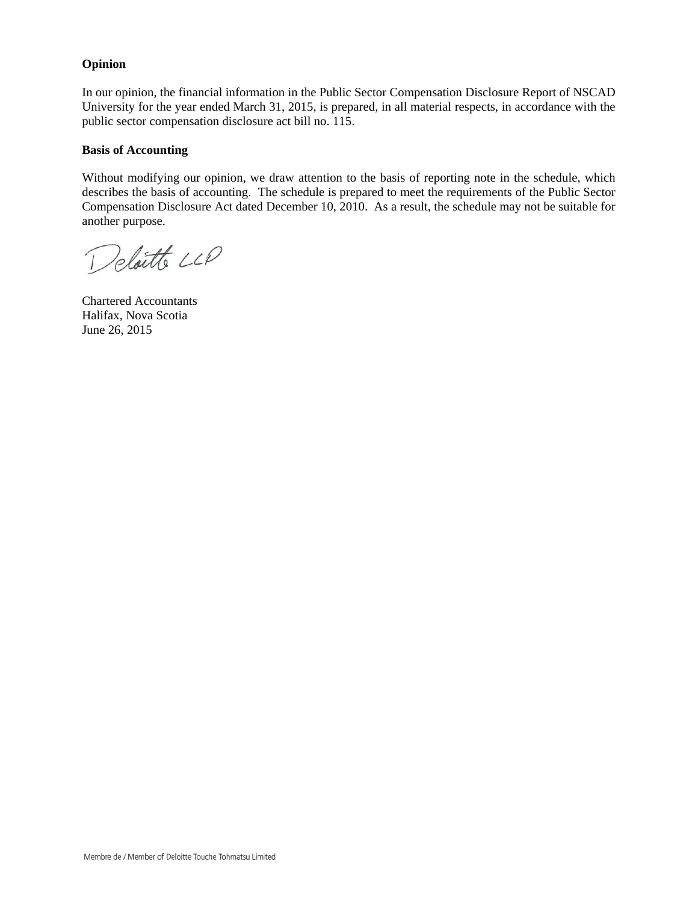**Opinion**

In our opinion, the financial information in the Public Sector Compensation Disclosure Report of NSCAD University for the year ended March 31, 2015, is prepared, in all material respects, in accordance with the public sector compensation disclosure act bill no. 115.

**Basis of Accounting**

Without modifying our opinion, we draw attention to the basis of reporting note in the schedule, which describes the basis of accounting. The schedule is prepared to meet the requirements of the Public Sector Compensation Disclosure Act dated December 10, 2010. As a result, the schedule may not be suitable for another purpose.

Deloitte LLP

Chartered Accountants
Halifax, Nova Scotia
June 26, 2015

Membre de / Member of Deloitte Touche Tohmatsu Limited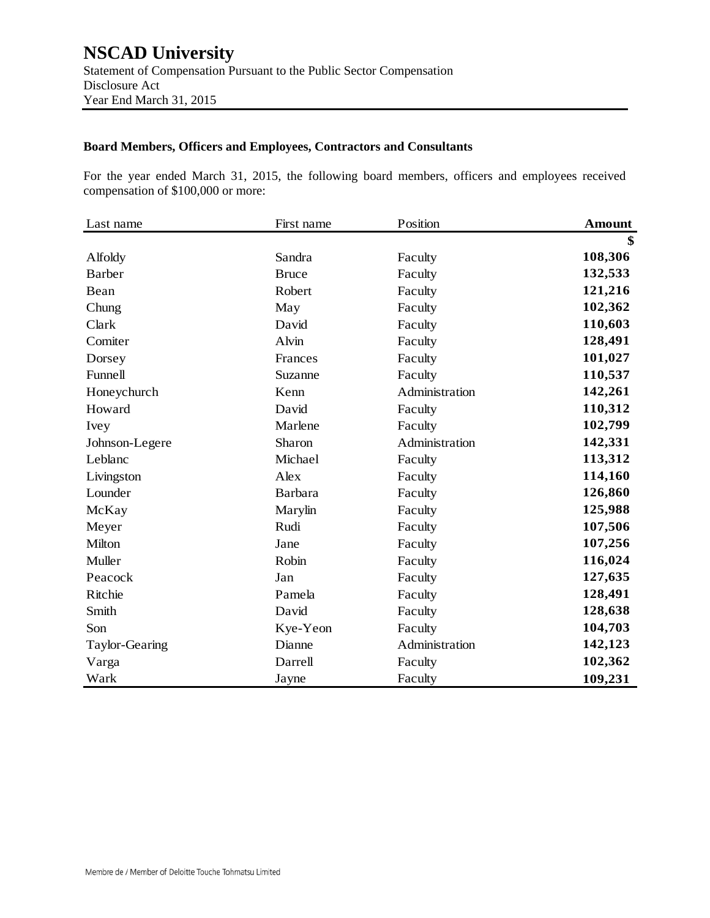# NSCAD University

Statement of Compensation Pursuant to the Public Sector Compensation Disclosure Act
Year End March 31, 2015

**Board Members, Officers and Employees, Contractors and Consultants**

For the year ended March 31, 2015, the following board members, officers and employees received compensation of $100,000 or more:

| Last name | First name | Position | **Amount** |
|---|---|---|---|
| | | | **$** |
| Alfoldy | Sandra | Faculty | **108,306** |
| Barber | Bruce | Faculty | **132,533** |
| Bean | Robert | Faculty | **121,216** |
| Chung | May | Faculty | **102,362** |
| Clark | David | Faculty | **110,603** |
| Comiter | Alvin | Faculty | **128,491** |
| Dorsey | Frances | Faculty | **101,027** |
| Funnell | Suzanne | Faculty | **110,537** |
| Honeychurch | Kenn | Administration | **142,261** |
| Howard | David | Faculty | **110,312** |
| Ivey | Marlene | Faculty | **102,799** |
| Johnson-Legere | Sharon | Administration | **142,331** |
| Leblanc | Michael | Faculty | **113,312** |
| Livingston | Alex | Faculty | **114,160** |
| Lounder | Barbara | Faculty | **126,860** |
| McKay | Marylin | Faculty | **125,988** |
| Meyer | Rudi | Faculty | **107,506** |
| Milton | Jane | Faculty | **107,256** |
| Muller | Robin | Faculty | **116,024** |
| Peacock | Jan | Faculty | **127,635** |
| Ritchie | Pamela | Faculty | **128,491** |
| Smith | David | Faculty | **128,638** |
| Son | Kye-Yeon | Faculty | **104,703** |
| Taylor-Gearing | Dianne | Administration | **142,123** |
| Varga | Darrell | Faculty | **102,362** |
| Wark | Jayne | Faculty | **109,231** |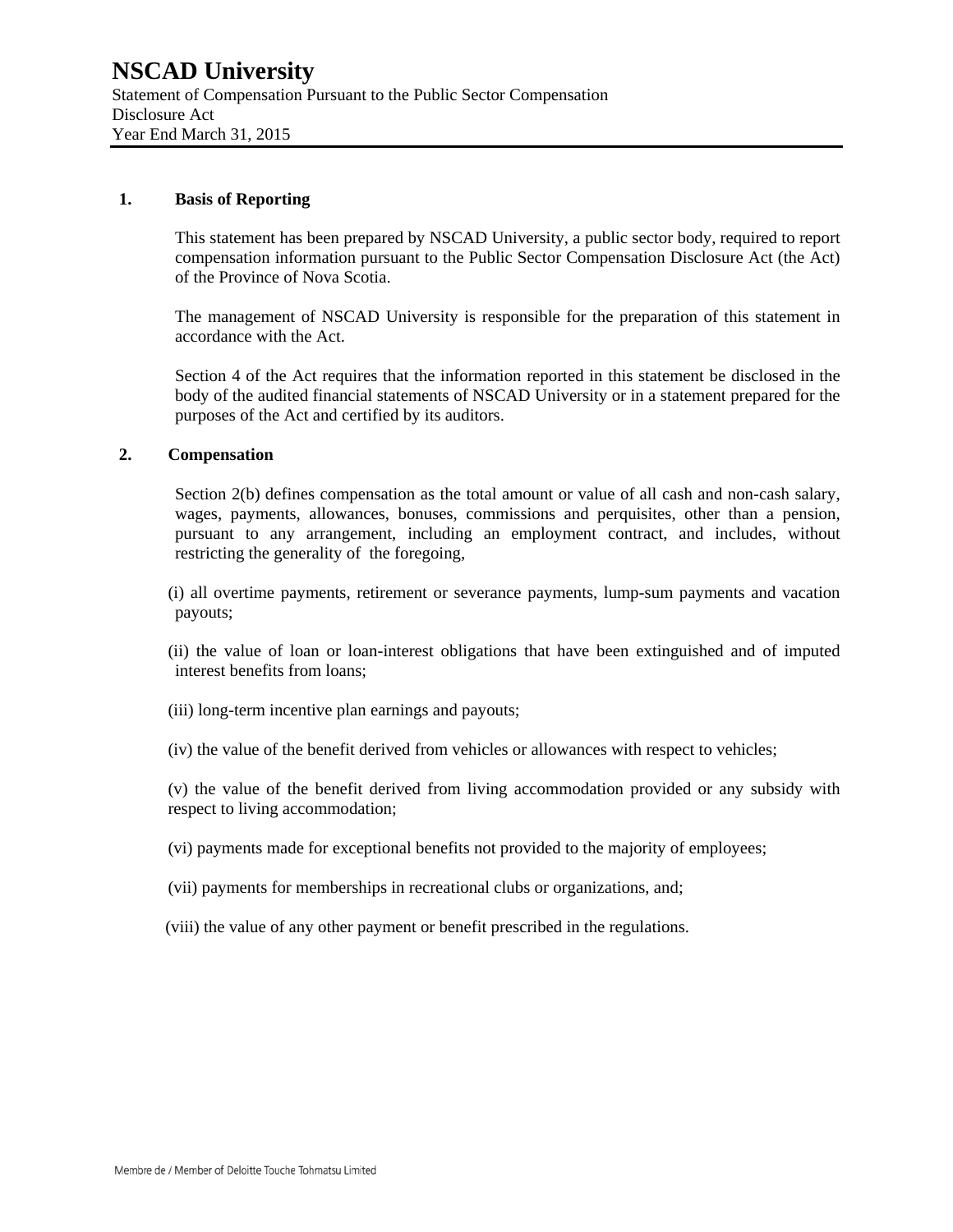# NSCAD University

Statement of Compensation Pursuant to the Public Sector Compensation Disclosure Act
Year End March 31, 2015

**1. Basis of Reporting**

This statement has been prepared by NSCAD University, a public sector body, required to report compensation information pursuant to the Public Sector Compensation Disclosure Act (the Act) of the Province of Nova Scotia.

The management of NSCAD University is responsible for the preparation of this statement in accordance with the Act.

Section 4 of the Act requires that the information reported in this statement be disclosed in the body of the audited financial statements of NSCAD University or in a statement prepared for the purposes of the Act and certified by its auditors.

**2. Compensation**

Section 2(b) defines compensation as the total amount or value of all cash and non-cash salary, wages, payments, allowances, bonuses, commissions and perquisites, other than a pension, pursuant to any arrangement, including an employment contract, and includes, without restricting the generality of the foregoing,

(i) all overtime payments, retirement or severance payments, lump-sum payments and vacation payouts;

(ii) the value of loan or loan-interest obligations that have been extinguished and of imputed interest benefits from loans;

(iii) long-term incentive plan earnings and payouts;

(iv) the value of the benefit derived from vehicles or allowances with respect to vehicles;

(v) the value of the benefit derived from living accommodation provided or any subsidy with respect to living accommodation;

(vi) payments made for exceptional benefits not provided to the majority of employees;

(vii) payments for memberships in recreational clubs or organizations, and;

(viii) the value of any other payment or benefit prescribed in the regulations.